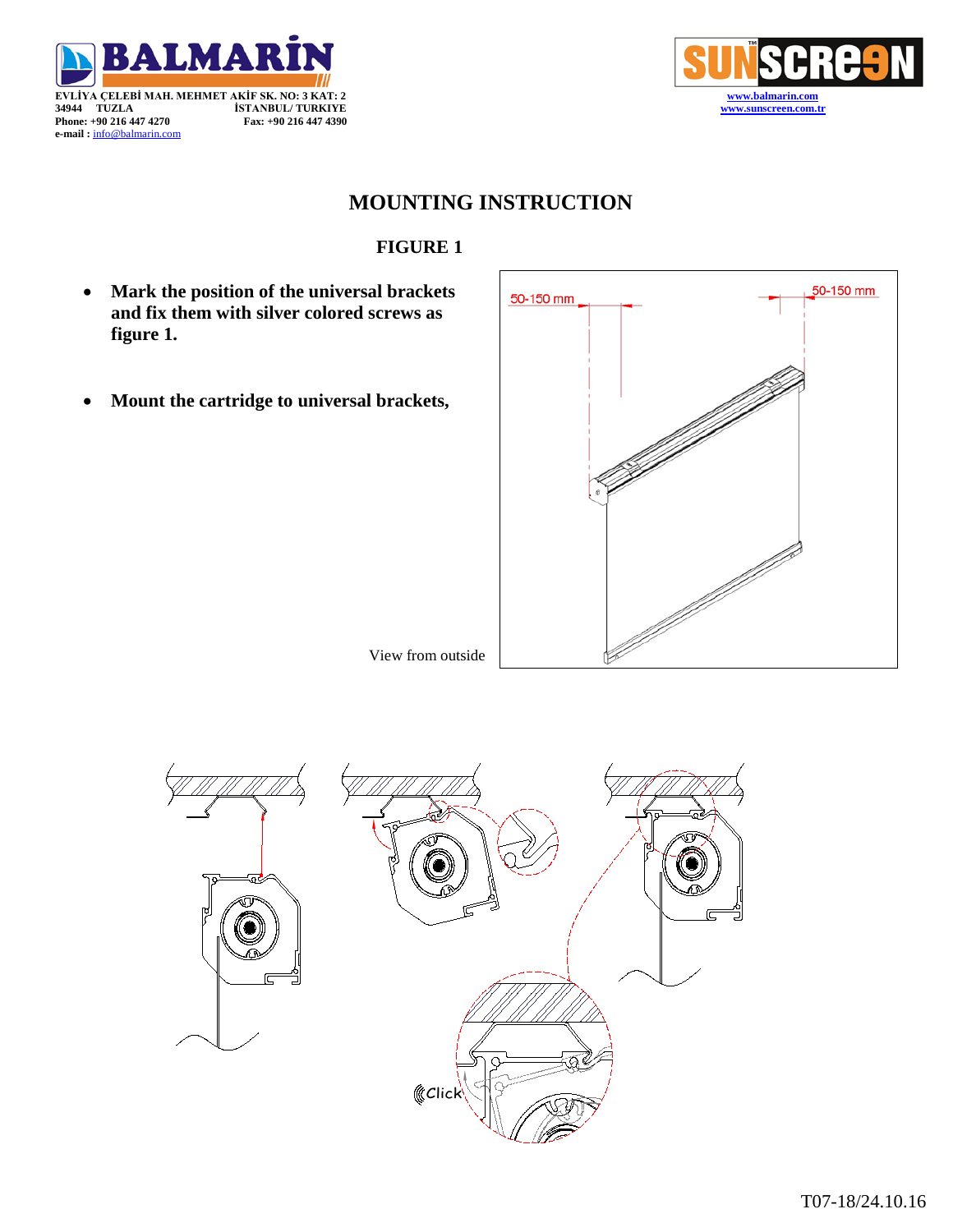BALMARİN

EVLİYA ÇELEBİ MAH. MEHMET AKİF SK. NO: 3 KAT: 2
34944 TUZLA İSTANBUL/ TURKIYE
Phone: +90 216 447 4270 Fax: +90 216 447 4390
e-mail : info@balmarin.com

SUNSCREEN
www.balmarin.com
www.sunscreen.com.tr

# MOUNTING INSTRUCTION

## FIGURE 1

- **Mark the position of the universal brackets and fix them with silver colored screws as figure 1.**

- **Mount the cartridge to universal brackets,**

50-150 mm

50-150 mm

View from outside

Click

T07-18/24.10.16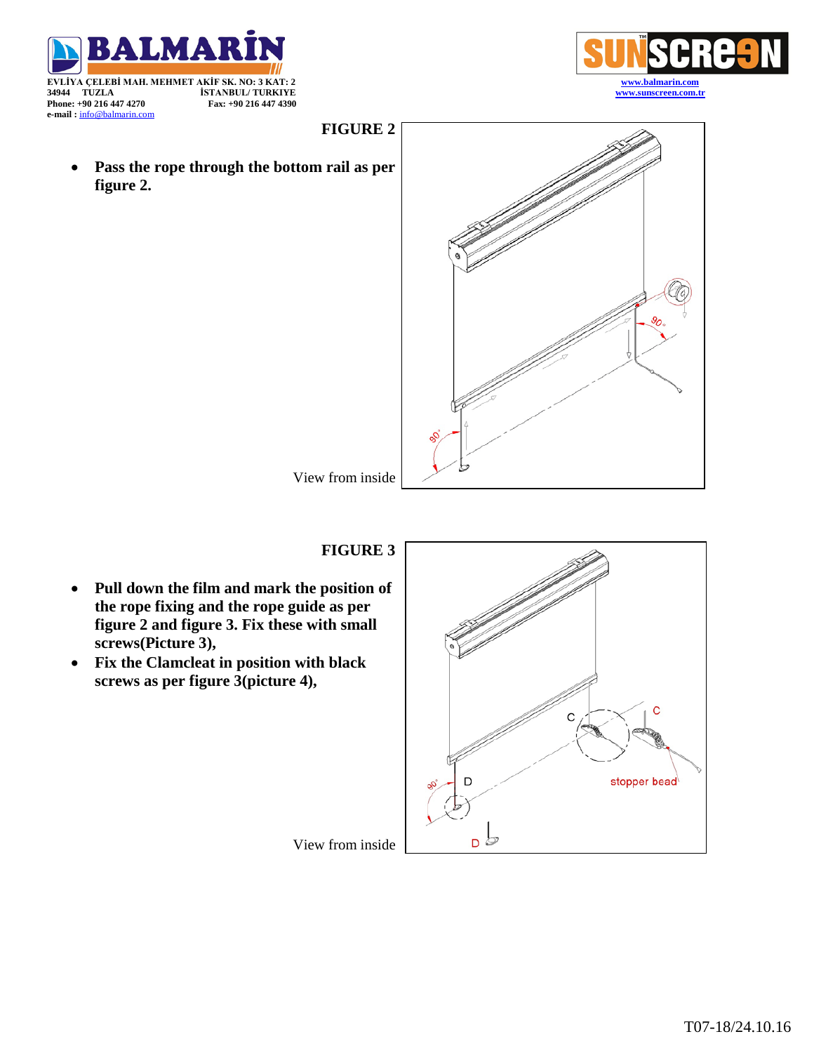## FIGURE 2

- **Pass the rope through the bottom rail as per figure 2.**

View from inside

## FIGURE 3

- **Pull down the film and mark the position of the rope fixing and the rope guide as per figure 2 and figure 3. Fix these with small screws(Picture 3),**
- **Fix the Clamcleat in position with black screws as per figure 3(picture 4),**

View from inside

T07-18/24.10.16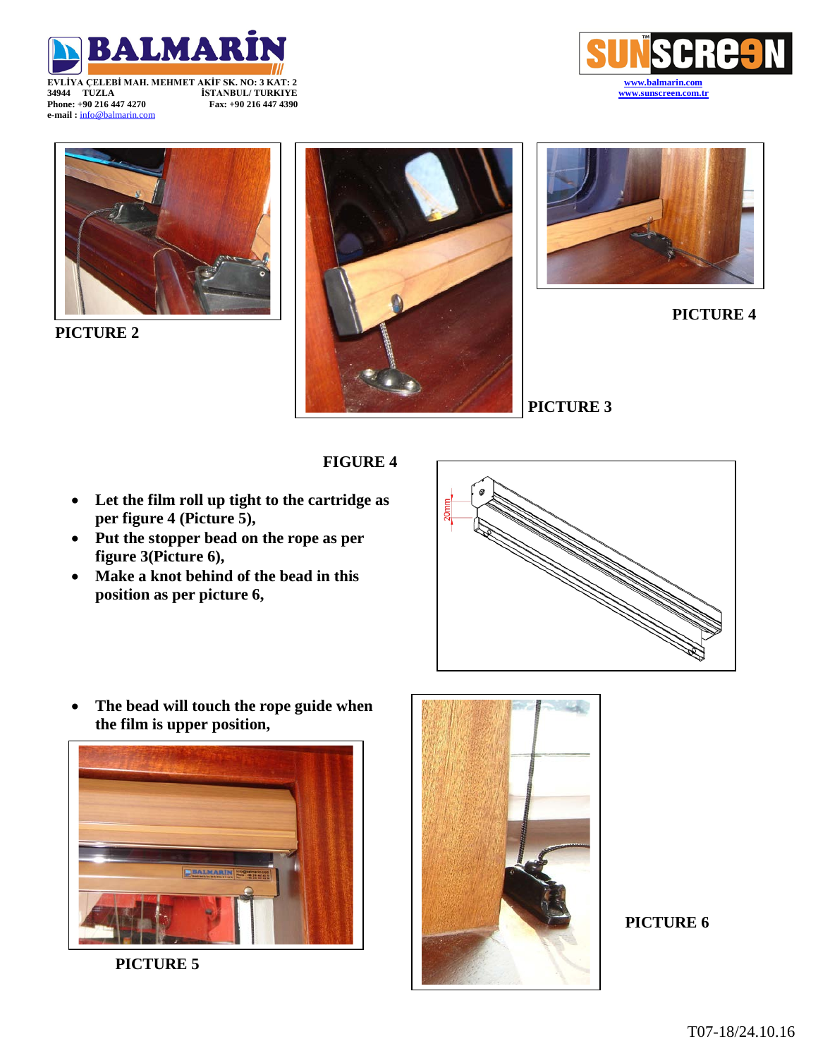PICTURE 2

PICTURE 3

PICTURE 4

**FIGURE 4**

20mm

- **Let the film roll up tight to the cartridge as per figure 4 (Picture 5),**
- **Put the stopper bead on the rope as per figure 3(Picture 6),**
- **Make a knot behind of the bead in this position as per picture 6,**

- **The bead will touch the rope guide when the film is upper position,**

PICTURE 5

PICTURE 6

T07-18/24.10.16